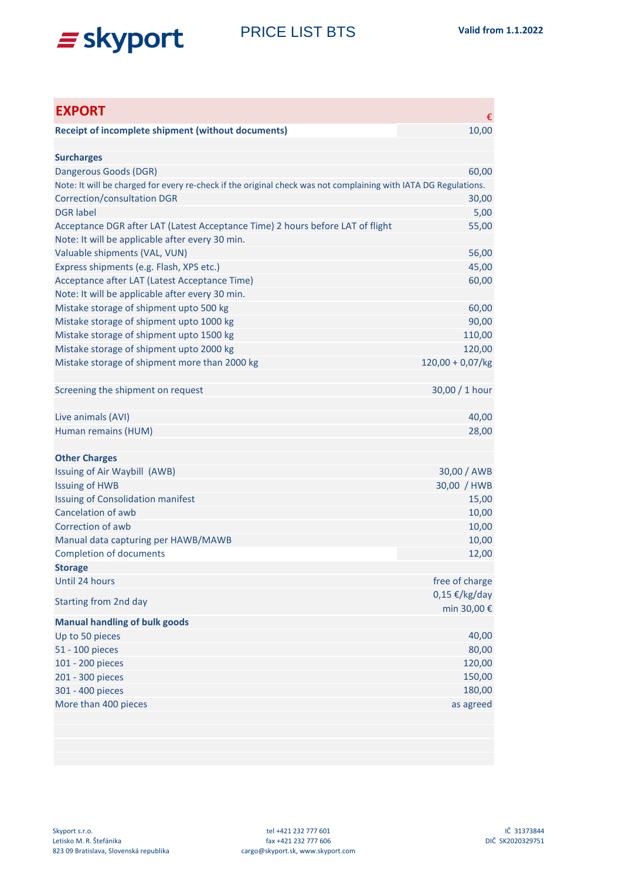skyport

# PRICE LIST BTS

**Valid from 1.1.2022**

| **EXPORT** | € |
|---|---|
| **Receipt of incomplete shipment (without documents)** | 10,00 |
| | |
| **Surcharges** | |
| Dangerous Goods (DGR) | 60,00 |
| Note: It will be charged for every re-check if the original check was not complaining with IATA DG Regulations. | |
| Correction/consultation DGR | 30,00 |
| DGR label | 5,00 |
| Acceptance DGR after LAT (Latest Acceptance Time) 2 hours before LAT of flight | 55,00 |
| Note: It will be applicable after every 30 min. | |
| Valuable shipments (VAL, VUN) | 56,00 |
| Express shipments (e.g. Flash, XPS etc.) | 45,00 |
| Acceptance after LAT (Latest Acceptance Time) | 60,00 |
| Note: It will be applicable after every 30 min. | |
| Mistake storage of shipment upto 500 kg | 60,00 |
| Mistake storage of shipment upto 1000 kg | 90,00 |
| Mistake storage of shipment upto 1500 kg | 110,00 |
| Mistake storage of shipment upto 2000 kg | 120,00 |
| Mistake storage of shipment more than 2000 kg | 120,00 + 0,07/kg |
| | |
| Screening the shipment on request | 30,00 / 1 hour |
| | |
| Live animals (AVI) | 40,00 |
| Human remains (HUM) | 28,00 |
| | |
| **Other Charges** | |
| Issuing of Air Waybill (AWB) | 30,00 / AWB |
| Issuing of HWB | 30,00 / HWB |
| Issuing of Consolidation manifest | 15,00 |
| Cancelation of awb | 10,00 |
| Correction of awb | 10,00 |
| Manual data capturing per HAWB/MAWB | 10,00 |
| Completion of documents | 12,00 |
| **Storage** | |
| Until 24 hours | free of charge |
| Starting from 2nd day | 0,15 €/kg/day min 30,00 € |
| **Manual handling of bulk goods** | |
| Up to 50 pieces | 40,00 |
| 51 - 100 pieces | 80,00 |
| 101 - 200 pieces | 120,00 |
| 201 - 300 pieces | 150,00 |
| 301 - 400 pieces | 180,00 |
| More than 400 pieces | as agreed |

Skyport s.r.o.
Letisko M. R. Štefánika
823 09 Bratislava, Slovenská republika

tel +421 232 777 601
fax +421 232 777 606
cargo@skyport.sk, www.skyport.com

IČ 31373844
DIČ SK2020329751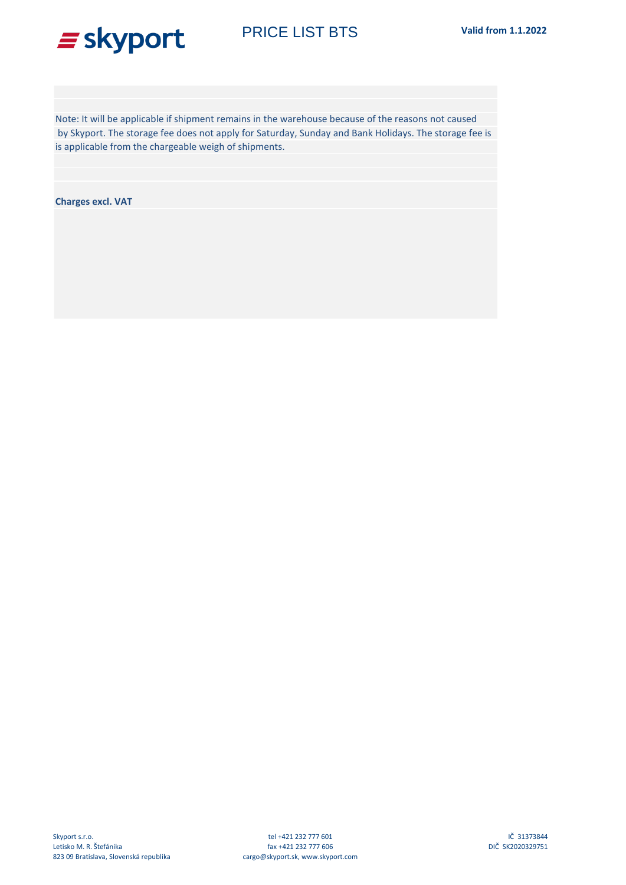Note: It will be applicable if shipment remains in the warehouse because of the reasons not caused by Skyport. The storage fee does not apply for Saturday, Sunday and Bank Holidays. The storage fee is is applicable from the chargeable weigh of shipments.

**Charges excl. VAT**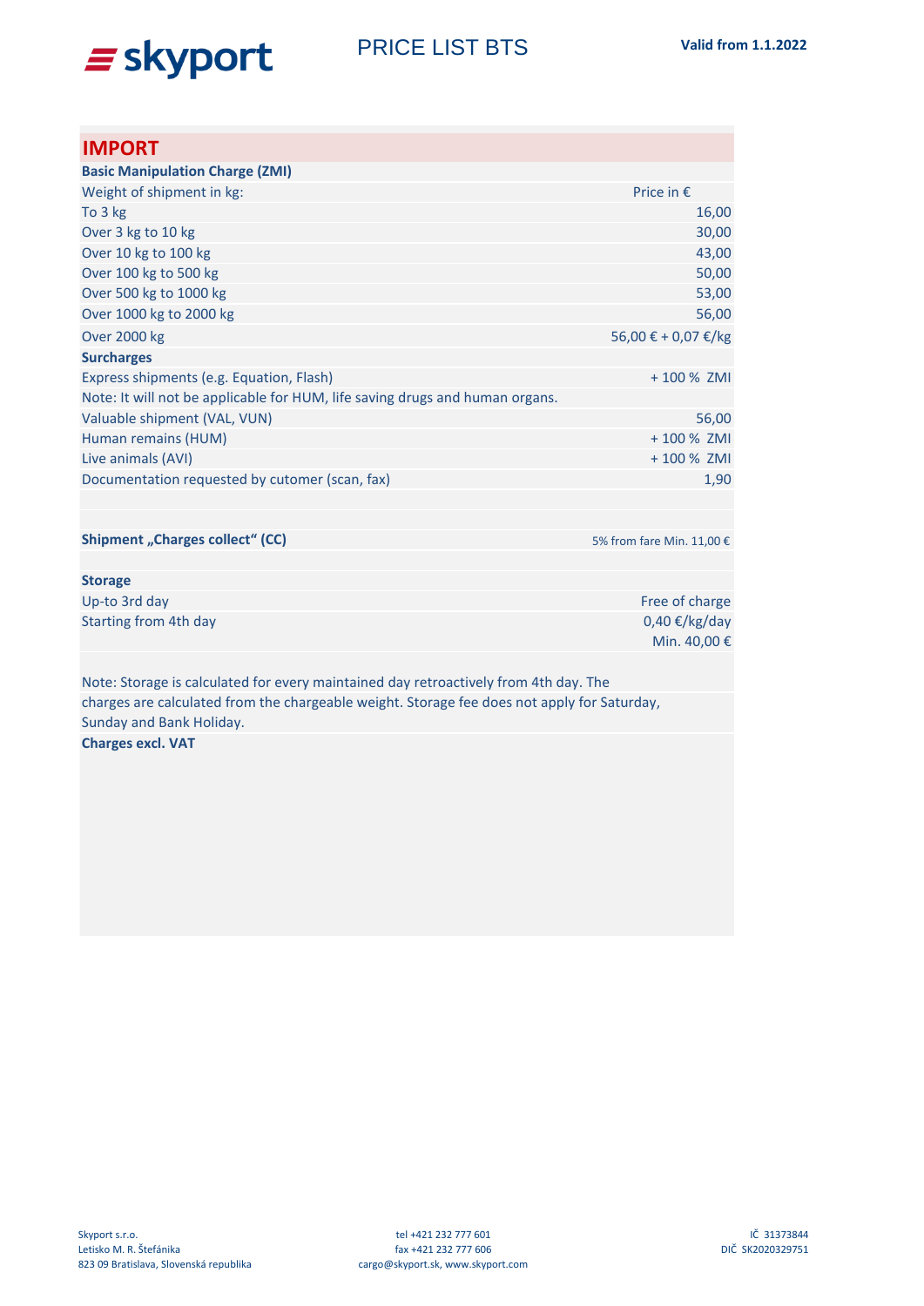# skyport — PRICE LIST BTS

**Valid from 1.1.2022**

## IMPORT

| **Basic Manipulation Charge (ZMI)** | |
|---|---|
| Weight of shipment in kg: | Price in € |
| To 3 kg | 16,00 |
| Over 3 kg to 10 kg | 30,00 |
| Over 10 kg to 100 kg | 43,00 |
| Over 100 kg to 500 kg | 50,00 |
| Over 500 kg to 1000 kg | 53,00 |
| Over 1000 kg to 2000 kg | 56,00 |
| Over 2000 kg | 56,00 € + 0,07 €/kg |
| **Surcharges** | |
| Express shipments (e.g. Equation, Flash) | + 100 % ZMI |
| Note: It will not be applicable for HUM, life saving drugs and human organs. | |
| Valuable shipment (VAL, VUN) | 56,00 |
| Human remains (HUM) | + 100 % ZMI |
| Live animals (AVI) | + 100 % ZMI |
| Documentation requested by cutomer (scan, fax) | 1,90 |
| | |
| **Shipment „Charges collect“ (CC)** | 5% from fare Min. 11,00 € |
| | |
| **Storage** | |
| Up-to 3rd day | Free of charge |
| Starting from 4th day | 0,40 €/kg/day Min. 40,00 € |

Note: Storage is calculated for every maintained day retroactively from 4th day. The charges are calculated from the chargeable weight. Storage fee does not apply for Saturday, Sunday and Bank Holiday.

**Charges excl. VAT**

Skyport s.r.o.
Letisko M. R. Štefánika
823 09 Bratislava, Slovenská republika

tel +421 232 777 601
fax +421 232 777 606
cargo@skyport.sk, www.skyport.com

IČ 31373844
DIČ SK2020329751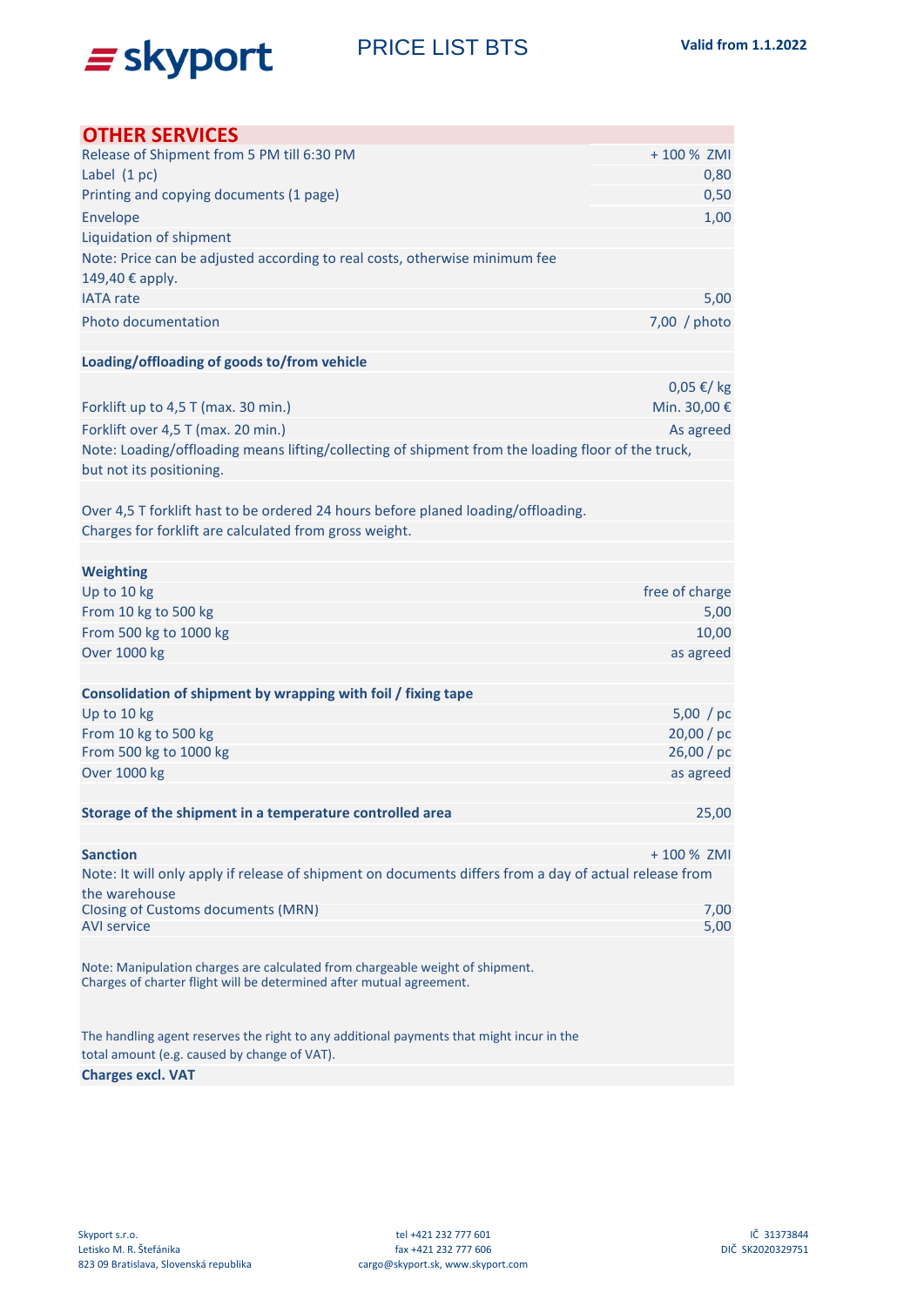**skyport** PRICE LIST BTS **Valid from 1.1.2022**

## OTHER SERVICES

| | |
|---|---|
| Release of Shipment from 5 PM till 6:30 PM | + 100 % ZMI |
| Label (1 pc) | 0,80 |
| Printing and copying documents (1 page) | 0,50 |
| Envelope | 1,00 |
| Liquidation of shipment | |
| Note: Price can be adjusted according to real costs, otherwise minimum fee 149,40 € apply. | |
| IATA rate | 5,00 |
| Photo documentation | 7,00 / photo |
| **Loading/offloading of goods to/from vehicle** | |
| | 0,05 €/ kg |
| Forklift up to 4,5 T (max. 30 min.) | Min. 30,00 € |
| Forklift over 4,5 T (max. 20 min.) | As agreed |
| Note: Loading/offloading means lifting/collecting of shipment from the loading floor of the truck, but not its positioning. | |
| Over 4,5 T forklift hast to be ordered 24 hours before planed loading/offloading. | |
| Charges for forklift are calculated from gross weight. | |
| **Weighting** | |
| Up to 10 kg | free of charge |
| From 10 kg to 500 kg | 5,00 |
| From 500 kg to 1000 kg | 10,00 |
| Over 1000 kg | as agreed |
| **Consolidation of shipment by wrapping with foil / fixing tape** | |
| Up to 10 kg | 5,00 / pc |
| From 10 kg to 500 kg | 20,00 / pc |
| From 500 kg to 1000 kg | 26,00 / pc |
| Over 1000 kg | as agreed |
| **Storage of the shipment in a temperature controlled area** | 25,00 |
| **Sanction** | + 100 % ZMI |
| Note: It will only apply if release of shipment on documents differs from a day of actual release from the warehouse | |
| Closing of Customs documents (MRN) | 7,00 |
| AVI service | 5,00 |

Note: Manipulation charges are calculated from chargeable weight of shipment.
Charges of charter flight will be determined after mutual agreement.

The handling agent reserves the right to any additional payments that might incur in the total amount (e.g. caused by change of VAT).

**Charges excl. VAT**

Skyport s.r.o.
Letisko M. R. Štefánika
823 09 Bratislava, Slovenská republika

tel +421 232 777 601
fax +421 232 777 606
cargo@skyport.sk, www.skyport.com

IČ 31373844
DIČ SK2020329751